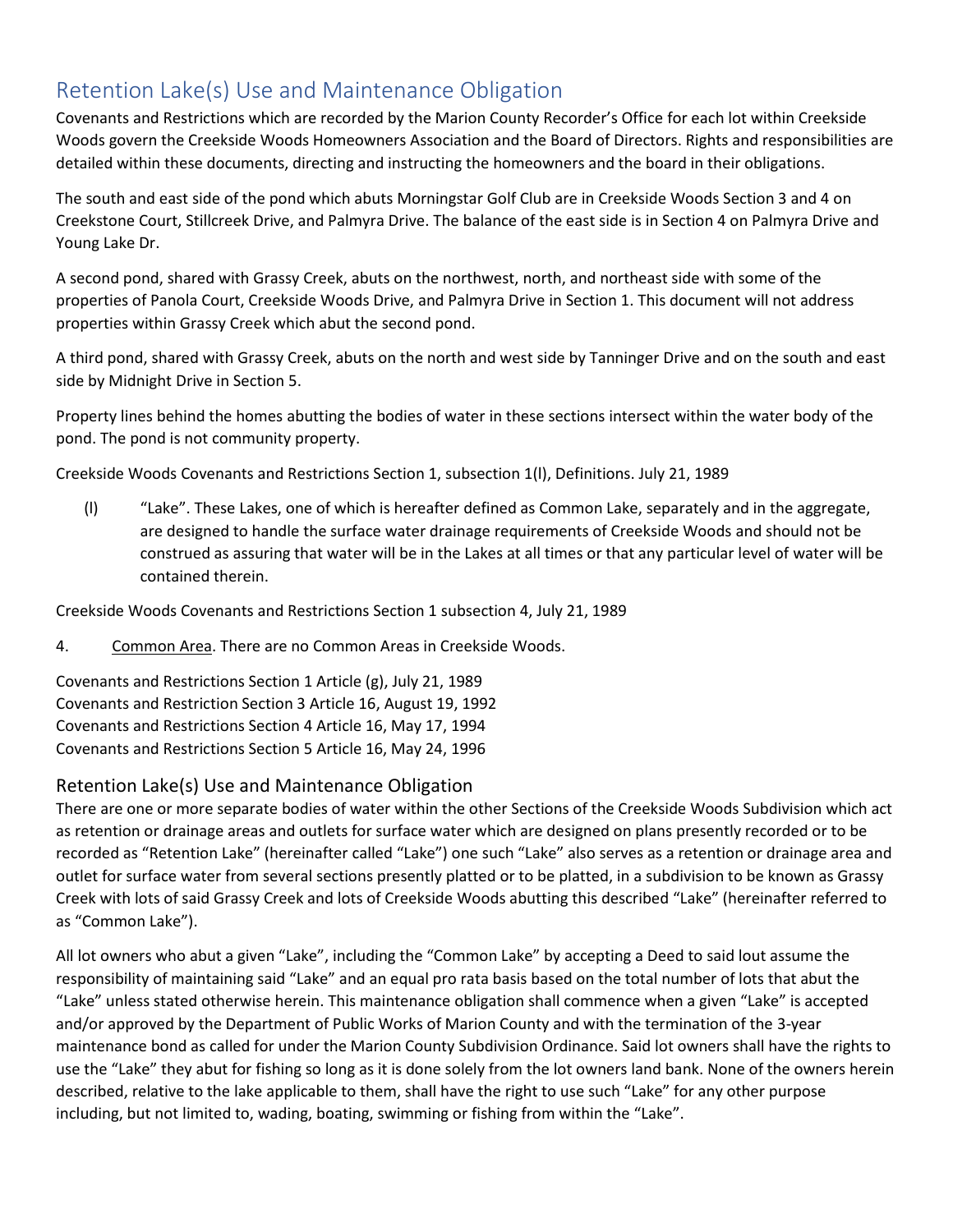# Retention Lake(s) Use and Maintenance Obligation

Covenants and Restrictions which are recorded by the Marion County Recorder's Office for each lot within Creekside Woods govern the Creekside Woods Homeowners Association and the Board of Directors. Rights and responsibilities are detailed within these documents, directing and instructing the homeowners and the board in their obligations.

The south and east side of the pond which abuts Morningstar Golf Club are in Creekside Woods Section 3 and 4 on Creekstone Court, Stillcreek Drive, and Palmyra Drive. The balance of the east side is in Section 4 on Palmyra Drive and Young Lake Dr.

A second pond, shared with Grassy Creek, abuts on the northwest, north, and northeast side with some of the properties of Panola Court, Creekside Woods Drive, and Palmyra Drive in Section 1. This document will not address properties within Grassy Creek which abut the second pond.

A third pond, shared with Grassy Creek, abuts on the north and west side by Tanninger Drive and on the south and east side by Midnight Drive in Section 5.

Property lines behind the homes abutting the bodies of water in these sections intersect within the water body of the pond. The pond is not community property.

Creekside Woods Covenants and Restrictions Section 1, subsection 1(l), Definitions. July 21, 1989

> (l) "Lake". These Lakes, one of which is hereafter defined as Common Lake, separately and in the aggregate, are designed to handle the surface water drainage requirements of Creekside Woods and should not be construed as assuring that water will be in the Lakes at all times or that any particular level of water will be contained therein.

Creekside Woods Covenants and Restrictions Section 1 subsection 4, July 21, 1989

4. Common Area. There are no Common Areas in Creekside Woods.

Covenants and Restrictions Section 1 Article (g), July 21, 1989
Covenants and Restriction Section 3 Article 16, August 19, 1992
Covenants and Restrictions Section 4 Article 16, May 17, 1994
Covenants and Restrictions Section 5 Article 16, May 24, 1996

## Retention Lake(s) Use and Maintenance Obligation

There are one or more separate bodies of water within the other Sections of the Creekside Woods Subdivision which act as retention or drainage areas and outlets for surface water which are designed on plans presently recorded or to be recorded as "Retention Lake" (hereinafter called "Lake") one such "Lake" also serves as a retention or drainage area and outlet for surface water from several sections presently platted or to be platted, in a subdivision to be known as Grassy Creek with lots of said Grassy Creek and lots of Creekside Woods abutting this described "Lake" (hereinafter referred to as "Common Lake").

All lot owners who abut a given "Lake", including the "Common Lake" by accepting a Deed to said lout assume the responsibility of maintaining said "Lake" and an equal pro rata basis based on the total number of lots that abut the "Lake" unless stated otherwise herein. This maintenance obligation shall commence when a given "Lake" is accepted and/or approved by the Department of Public Works of Marion County and with the termination of the 3-year maintenance bond as called for under the Marion County Subdivision Ordinance. Said lot owners shall have the rights to use the "Lake" they abut for fishing so long as it is done solely from the lot owners land bank. None of the owners herein described, relative to the lake applicable to them, shall have the right to use such "Lake" for any other purpose including, but not limited to, wading, boating, swimming or fishing from within the "Lake".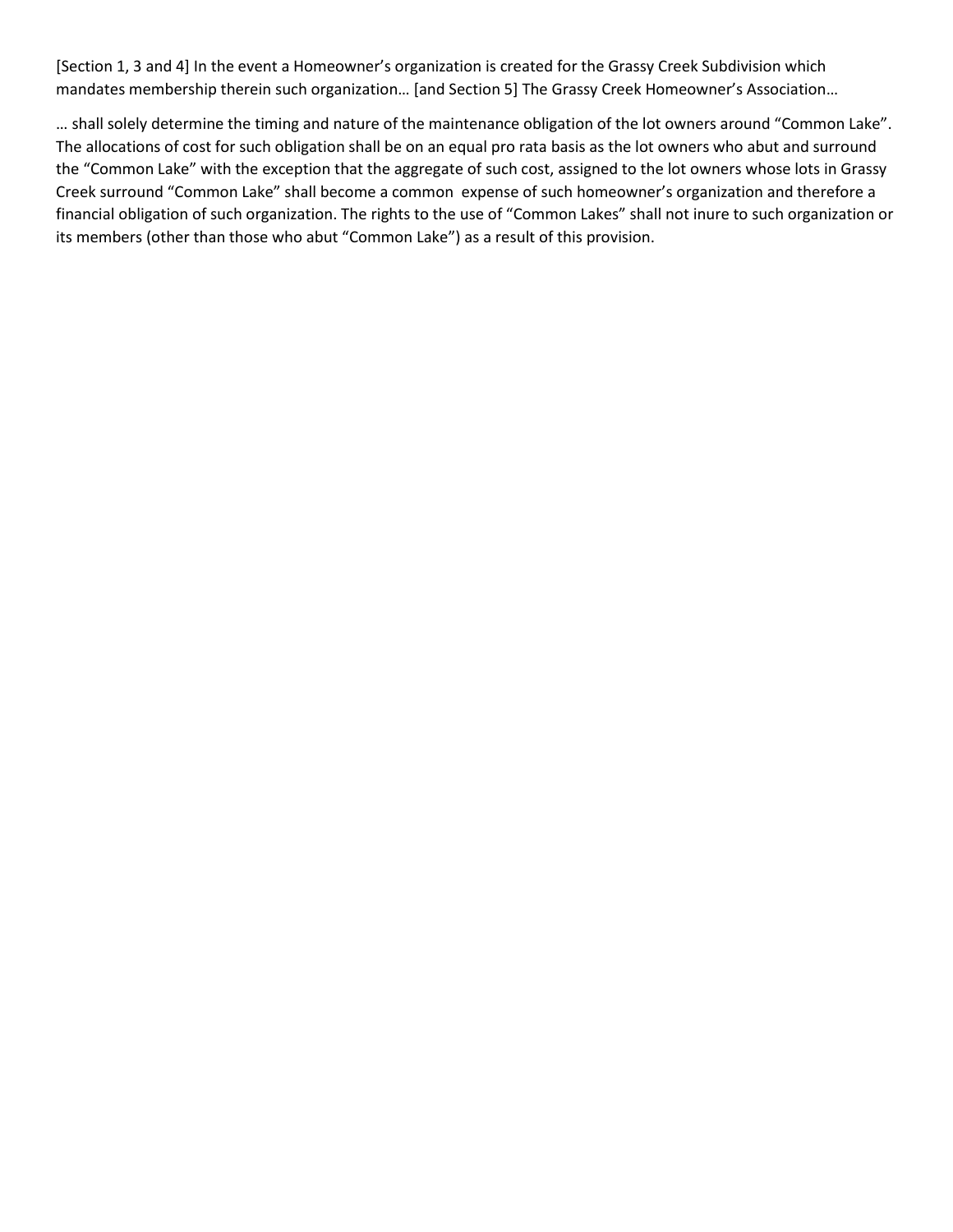[Section 1, 3 and 4] In the event a Homeowner's organization is created for the Grassy Creek Subdivision which mandates membership therein such organization… [and Section 5] The Grassy Creek Homeowner's Association…

… shall solely determine the timing and nature of the maintenance obligation of the lot owners around "Common Lake". The allocations of cost for such obligation shall be on an equal pro rata basis as the lot owners who abut and surround the "Common Lake" with the exception that the aggregate of such cost, assigned to the lot owners whose lots in Grassy Creek surround "Common Lake" shall become a common expense of such homeowner's organization and therefore a financial obligation of such organization. The rights to the use of "Common Lakes" shall not inure to such organization or its members (other than those who abut "Common Lake") as a result of this provision.